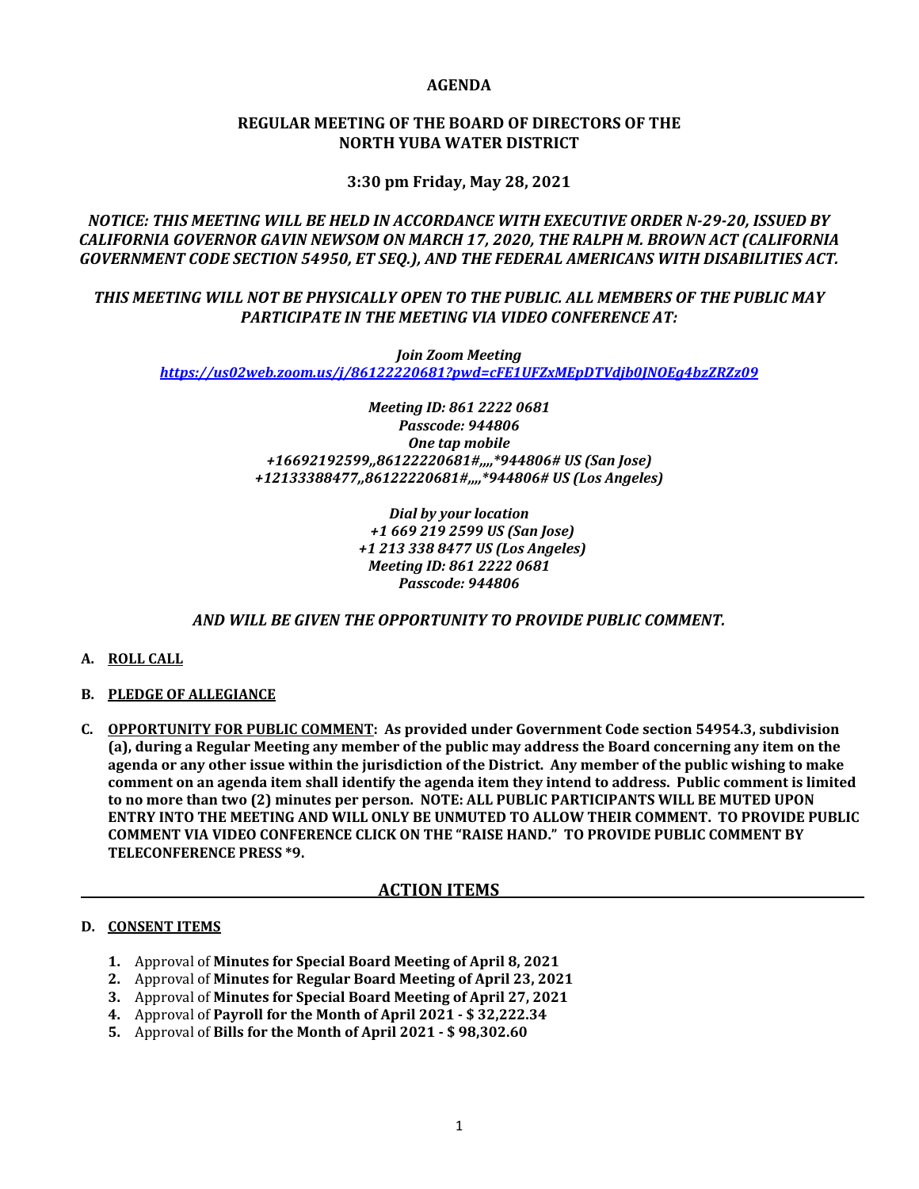# AGENDA

## REGULAR MEETING OF THE BOARD OF DIRECTORS OF THE NORTH YUBA WATER DISTRICT

**3:30 pm Friday, May 28, 2021**

***NOTICE: THIS MEETING WILL BE HELD IN ACCORDANCE WITH EXECUTIVE ORDER N-29-20, ISSUED BY CALIFORNIA GOVERNOR GAVIN NEWSOM ON MARCH 17, 2020, THE RALPH M. BROWN ACT (CALIFORNIA GOVERNMENT CODE SECTION 54950, ET SEQ.), AND THE FEDERAL AMERICANS WITH DISABILITIES ACT.***

***THIS MEETING WILL NOT BE PHYSICALLY OPEN TO THE PUBLIC. ALL MEMBERS OF THE PUBLIC MAY PARTICIPATE IN THE MEETING VIA VIDEO CONFERENCE AT:***

***Join Zoom Meeting***
***https://us02web.zoom.us/j/86122220681?pwd=cFE1UFZxMEpDTVdjb0JNOEg4bzZRZz09***

***Meeting ID: 861 2222 0681***
***Passcode: 944806***
***One tap mobile***
***+16692192599,,86122220681#,,,,*944806# US (San Jose)***
***+12133388477,,86122220681#,,,,*944806# US (Los Angeles)***

***Dial by your location***
***+1 669 219 2599 US (San Jose)***
***+1 213 338 8477 US (Los Angeles)***
***Meeting ID: 861 2222 0681***
***Passcode: 944806***

***AND WILL BE GIVEN THE OPPORTUNITY TO PROVIDE PUBLIC COMMENT.***

**A. ROLL CALL**

**B. PLEDGE OF ALLEGIANCE**

**C. OPPORTUNITY FOR PUBLIC COMMENT: As provided under Government Code section 54954.3, subdivision (a), during a Regular Meeting any member of the public may address the Board concerning any item on the agenda or any other issue within the jurisdiction of the District. Any member of the public wishing to make comment on an agenda item shall identify the agenda item they intend to address. Public comment is limited to no more than two (2) minutes per person. NOTE: ALL PUBLIC PARTICIPANTS WILL BE MUTED UPON ENTRY INTO THE MEETING AND WILL ONLY BE UNMUTED TO ALLOW THEIR COMMENT. TO PROVIDE PUBLIC COMMENT VIA VIDEO CONFERENCE CLICK ON THE "RAISE HAND." TO PROVIDE PUBLIC COMMENT BY TELECONFERENCE PRESS *9.**

## ACTION ITEMS

**D. CONSENT ITEMS**

1. Approval of **Minutes for Special Board Meeting of April 8, 2021**
2. Approval of **Minutes for Regular Board Meeting of April 23, 2021**
3. Approval of **Minutes for Special Board Meeting of April 27, 2021**
4. Approval of **Payroll for the Month of April 2021 - $ 32,222.34**
5. Approval of **Bills for the Month of April 2021 - $ 98,302.60**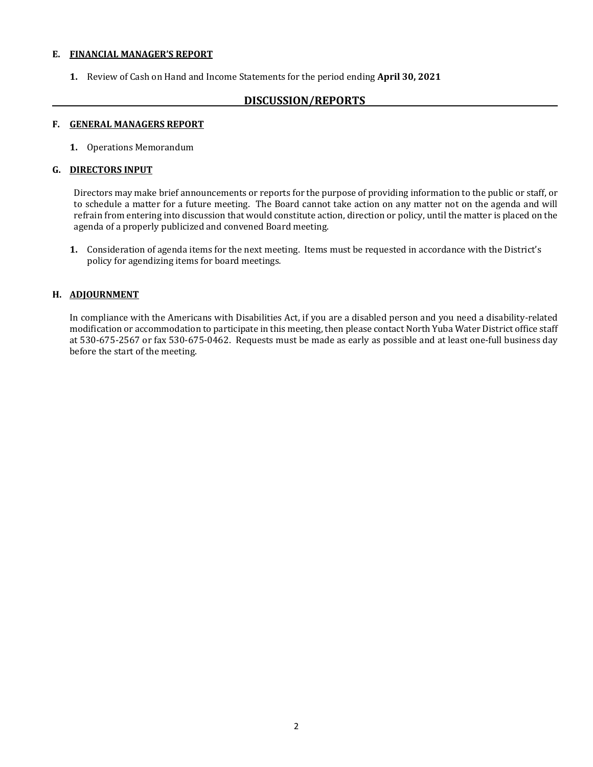## E. FINANCIAL MANAGER'S REPORT

1. Review of Cash on Hand and Income Statements for the period ending **April 30, 2021**

## DISCUSSION/REPORTS

## F. GENERAL MANAGERS REPORT

1. Operations Memorandum

## G. DIRECTORS INPUT

Directors may make brief announcements or reports for the purpose of providing information to the public or staff, or to schedule a matter for a future meeting. The Board cannot take action on any matter not on the agenda and will refrain from entering into discussion that would constitute action, direction or policy, until the matter is placed on the agenda of a properly publicized and convened Board meeting.

1. Consideration of agenda items for the next meeting. Items must be requested in accordance with the District's policy for agendizing items for board meetings.

## H. ADJOURNMENT

In compliance with the Americans with Disabilities Act, if you are a disabled person and you need a disability-related modification or accommodation to participate in this meeting, then please contact North Yuba Water District office staff at 530-675-2567 or fax 530-675-0462. Requests must be made as early as possible and at least one-full business day before the start of the meeting.